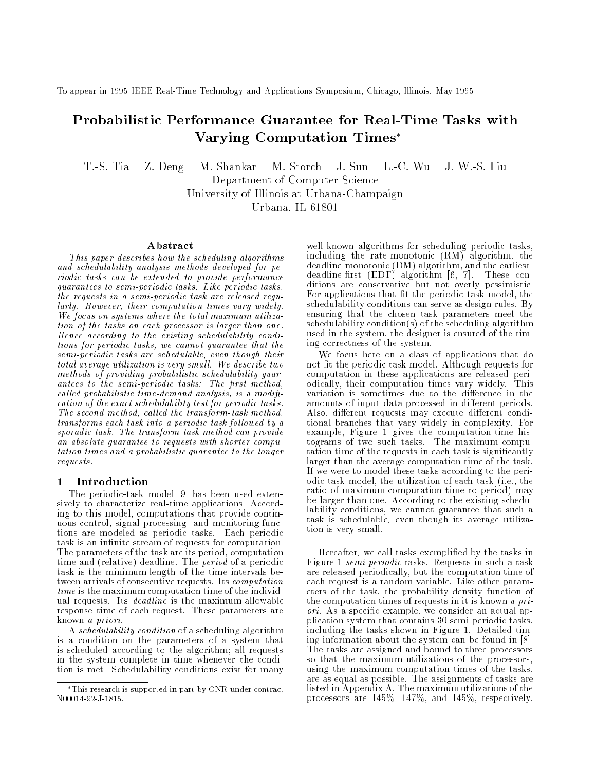To appear in 1995 IEEE Real-Time Technology and Applications Symposium, Chicago, Illinois, May 1995

# Probabilistic Performance Guarantee for Real-Time Tasks with Varying Computation Times*

T.-S. Tia Z. Deng M. Shankar M. Storch J. Sun L.-C. Wu J. W.-S. Liu

Department of Computer Science
University of Illinois at Urbana-Champaign
Urbana, IL 61801

## Abstract

*This paper describes how the scheduling algorithms and schedulability analysis methods developed for periodic tasks can be extended to provide performance guarantees to semi-periodic tasks. Like periodic tasks, the requests in a semi-periodic task are released regularly. However, their computation times vary widely. We focus on systems where the total maximum utilization of the tasks on each processor is larger than one. Hence according to the existing schedulability conditions for periodic tasks, we cannot guarantee that the semi-periodic tasks are schedulable, even though their total average utilization is very small. We describe two methods of providing probabilistic schedulability guarantees to the semi-periodic tasks: The first method, called probabilistic time-demand analysis, is a modification of the exact schedulability test for periodic tasks. The second method, called the transform-task method, transforms each task into a periodic task followed by a sporadic task. The transform-task method can provide an absolute guarantee to requests with shorter computation times and a probabilistic guarantee to the longer requests.*

## 1 Introduction

The periodic-task model [9] has been used extensively to characterize real-time applications. According to this model, computations that provide continuous control, signal processing, and monitoring functions are modeled as periodic tasks. Each periodic task is an infinite stream of requests for computation. The parameters of the task are its period, computation time and (relative) deadline. The *period* of a periodic task is the minimum length of the time intervals between arrivals of consecutive requests. Its *computation time* is the maximum computation time of the individual requests. Its *deadline* is the maximum allowable response time of each request. These parameters are known *a priori*.

A *schedulability condition* of a scheduling algorithm is a condition on the parameters of a system that is scheduled according to the algorithm; all requests in the system complete in time whenever the condition is met. Schedulability conditions exist for many well-known algorithms for scheduling periodic tasks, including the rate-monotonic (RM) algorithm, the deadline-monotonic (DM) algorithm, and the earliest-deadline-first (EDF) algorithm [6, 7]. These conditions are conservative but not overly pessimistic. For applications that fit the periodic task model, the schedulability conditions can serve as design rules. By ensuring that the chosen task parameters meet the schedulability condition(s) of the scheduling algorithm used in the system, the designer is ensured of the timing correctness of the system.

We focus here on a class of applications that do not fit the periodic task model. Although requests for computation in these applications are released periodically, their computation times vary widely. This variation is sometimes due to the difference in the amounts of input data processed in different periods. Also, different requests may execute different conditional branches that vary widely in complexity. For example, Figure 1 gives the computation-time histograms of two such tasks. The maximum computation time of the requests in each task is significantly larger than the average computation time of the task. If we were to model these tasks according to the periodic task model, the utilization of each task (i.e., the ratio of maximum computation time to period) may be larger than one. According to the existing schedulability conditions, we cannot guarantee that such a task is schedulable, even though its average utilization is very small.

Hereafter, we call tasks exemplified by the tasks in Figure 1 *semi-periodic* tasks. Requests in such a task are released periodically, but the computation time of each request is a random variable. Like other parameters of the task, the probability density function of the computation times of requests in it is known *a priori*. As a specific example, we consider an actual application system that contains 30 semi-periodic tasks, including the tasks shown in Figure 1. Detailed timing information about the system can be found in [8]. The tasks are assigned and bound to three processors so that the maximum utilizations of the processors, using the maximum computation times of the tasks, are as equal as possible. The assignments of tasks are listed in Appendix A. The maximum utilizations of the processors are 145%, 147%, and 145%, respectively.

*This research is supported in part by ONR under contract N00014-92-J-1815.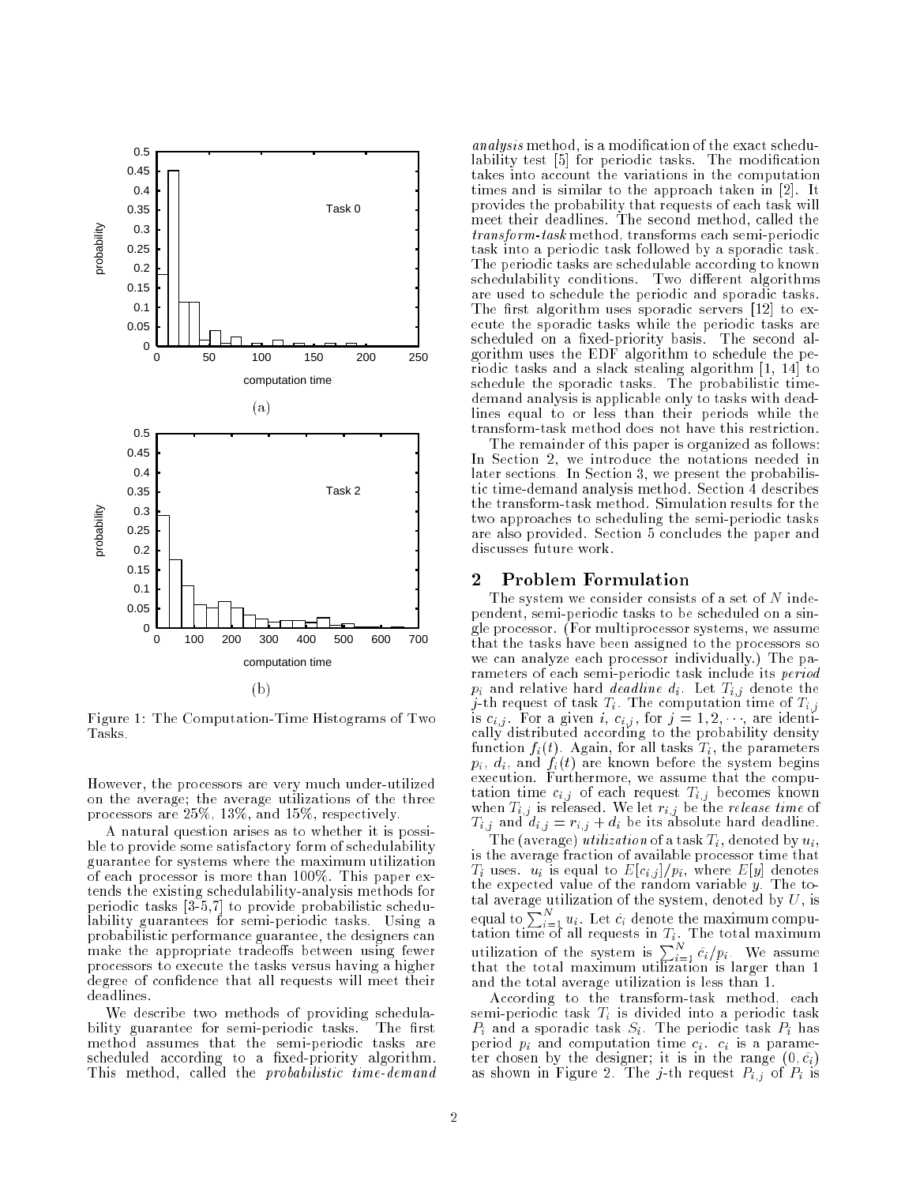Figure 1: The Computation-Time Histograms of Two Tasks.

However, the processors are very much under-utilized on the average; the average utilizations of the three processors are 25%, 13%, and 15%, respectively.

A natural question arises as to whether it is possible to provide some satisfactory form of schedulability guarantee for systems where the maximum utilization of each processor is more than 100%. This paper extends the existing schedulability-analysis methods for periodic tasks [3-5,7] to provide probabilistic schedulability guarantees for semi-periodic tasks. Using a probabilistic performance guarantee, the designers can make the appropriate tradeoffs between using fewer processors to execute the tasks versus having a higher degree of confidence that all requests will meet their deadlines.

We describe two methods of providing schedulability guarantee for semi-periodic tasks. The first method assumes that the semi-periodic tasks are scheduled according to a fixed-priority algorithm. This method, called the *probabilistic time-demand analysis* method, is a modification of the exact schedulability test [5] for periodic tasks. The modification takes into account the variations in the computation times and is similar to the approach taken in [2]. It provides the probability that requests of each task will meet their deadlines. The second method, called the *transform-task* method, transforms each semi-periodic task into a periodic task followed by a sporadic task. The periodic tasks are schedulable according to known schedulability conditions. Two different algorithms are used to schedule the periodic and sporadic tasks. The first algorithm uses sporadic servers [12] to execute the sporadic tasks while the periodic tasks are scheduled on a fixed-priority basis. The second algorithm uses the EDF algorithm to schedule the periodic tasks and a slack stealing algorithm [1, 14] to schedule the sporadic tasks. The probabilistic time-demand analysis is applicable only to tasks with deadlines equal to or less than their periods while the transform-task method does not have this restriction.

The remainder of this paper is organized as follows: In Section 2, we introduce the notations needed in later sections. In Section 3, we present the probabilistic time-demand analysis method. Section 4 describes the transform-task method. Simulation results for the two approaches to scheduling the semi-periodic tasks are also provided. Section 5 concludes the paper and discusses future work.

## 2 Problem Formulation

The system we consider consists of a set of $N$ independent, semi-periodic tasks to be scheduled on a single processor. (For multiprocessor systems, we assume that the tasks have been assigned to the processors so we can analyze each processor individually.) The parameters of each semi-periodic task include its *period* $p_i$ and relative hard *deadline* $d_i$. Let $T_{i,j}$ denote the $j$-th request of task $T_i$. The computation time of $T_{i,j}$ is $c_{i,j}$. For a given $i$, $c_{i,j}$, for $j = 1, 2, \cdots$, are identically distributed according to the probability density function $f_i(t)$. Again, for all tasks $T_i$, the parameters $p_i$, $d_i$, and $f_i(t)$ are known before the system begins execution. Furthermore, we assume that the computation time $c_{i,j}$ of each request $T_{i,j}$ becomes known when $T_{i,j}$ is released. We let $r_{i,j}$ be the *release time* of $T_{i,j}$ and $d_{i,j} = r_{i,j} + d_i$ be its absolute hard deadline.

The (average) *utilization* of a task $T_i$, denoted by $u_i$, is the average fraction of available processor time that $T_i$ uses. $u_i$ is equal to $E[c_{i,j}]/p_i$, where $E[y]$ denotes the expected value of the random variable $y$. The total average utilization of the system, denoted by $U$, is equal to $\sum_{i=1}^{N} u_i$. Let $\hat{c_i}$ denote the maximum computation time of all requests in $T_i$. The total maximum utilization of the system is $\sum_{i=1}^{N} \hat{c_i}/p_i$. We assume that the total maximum utilization is larger than 1 and the total average utilization is less than 1.

According to the transform-task method, each semi-periodic task $T_i$ is divided into a periodic task $P_i$ and a sporadic task $S_i$. The periodic task $P_i$ has period $p_i$ and computation time $c_i$. $c_i$ is a parameter chosen by the designer; it is in the range $(0, \hat{c_i})$ as shown in Figure 2. The $j$-th request $P_{i,j}$ of $P_i$ is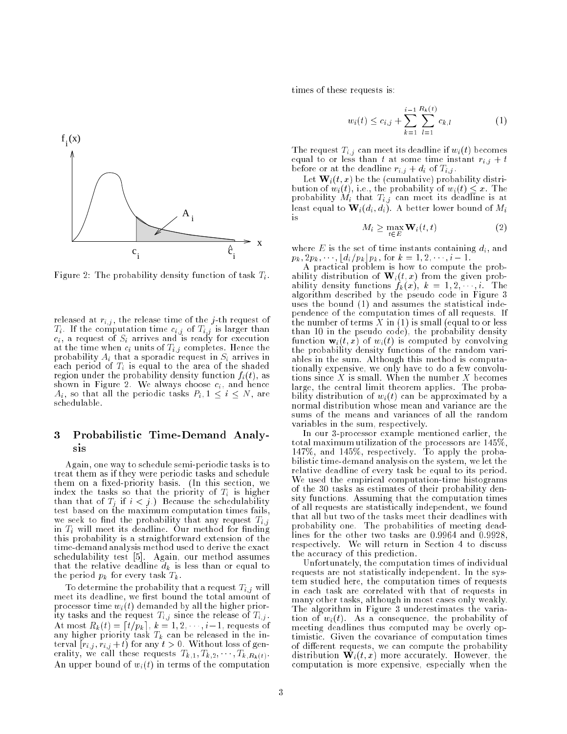Figure 2: The probability density function of task $T_i$.

released at $r_{i,j}$, the release time of the $j$-th request of $T_i$. If the computation time $c_{i,j}$ of $T_{i,j}$ is larger than $c_i$, a request of $S_i$ arrives and is ready for execution at the time when $c_i$ units of $T_{i,j}$ completes. Hence the probability $A_i$ that a sporadic request in $S_i$ arrives in each period of $T_i$ is equal to the area of the shaded region under the probability density function $f_i(t)$, as shown in Figure 2. We always choose $c_i$, and hence $A_i$, so that all the periodic tasks $P_i, 1 \leq i \leq N$, are schedulable.

## 3 Probabilistic Time-Demand Analysis

Again, one way to schedule semi-periodic tasks is to treat them as if they were periodic tasks and schedule them on a fixed-priority basis. (In this section, we index the tasks so that the priority of $T_i$ is higher than that of $T_j$ if $i < j$.) Because the schedulability test based on the maximum computation times fails, we seek to find the probability that any request $T_{i,j}$ in $T_i$ will meet its deadline. Our method for finding this probability is a straightforward extension of the time-demand analysis method used to derive the exact schedulability test [5]. Again, our method assumes that the relative deadline $d_k$ is less than or equal to the period $p_k$ for every task $T_k$.

To determine the probability that a request $T_{i,j}$ will meet its deadline, we first bound the total amount of processor time $w_i(t)$ demanded by all the higher priority tasks and the request $T_{i,j}$ since the release of $T_{i,j}$. At most $R_k(t) = \lceil t/p_k \rceil$, $k = 1, 2, \cdots, i-1$, requests of any higher priority task $T_k$ can be released in the interval $[r_{i,j}, r_{i,j}+t)$ for any $t > 0$. Without loss of generality, we call these requests $T_{k,1}, T_{k,2}, \cdots, T_{k,R_k(t)}$. An upper bound of $w_i(t)$ in terms of the computation times of these requests is:

$$w_i(t) \leq c_{i,j} + \sum_{k=1}^{i-1} \sum_{l=1}^{R_k(t)} c_{k,l} \tag{1}$$

The request $T_{i,j}$ can meet its deadline if $w_i(t)$ becomes equal to or less than $t$ at some time instant $r_{i,j} + t$ before or at the deadline $r_{i,j} + d_i$ of $T_{i,j}$.

Let $\mathbf{W}_i(t, x)$ be the (cumulative) probability distribution of $w_i(t)$, i.e., the probability of $w_i(t) \leq x$. The probability $M_i$ that $T_{i,j}$ can meet its deadline is at least equal to $\mathbf{W}_i(d_i, d_i)$. A better lower bound of $M_i$ is

$$M_i \geq \max_{t \in E} \mathbf{W}_i(t, t) \tag{2}$$

where $E$ is the set of time instants containing $d_i$, and $p_k, 2p_k, \cdots, \lfloor d_i/p_k \rfloor p_k$, for $k = 1, 2, \cdots, i-1$.

A practical problem is how to compute the probability distribution of $\mathbf{W}_i(t, x)$ from the given probability density functions $f_k(x)$, $k = 1, 2, \cdots, i$. The algorithm described by the pseudo code in Figure 3 uses the bound (1) and assumes the statistical independence of the computation times of all requests. If the number of terms $X$ in (1) is small (equal to or less than 10 in the pseudo code), the probability density function $\mathbf{w}_i(t, x)$ of $w_i(t)$ is computed by convolving the probability density functions of the random variables in the sum. Although this method is computationally expensive, we only have to do a few convolutions since $X$ is small. When the number $X$ becomes large, the central limit theorem applies. The probability distribution of $w_i(t)$ can be approximated by a normal distribution whose mean and variance are the sums of the means and variances of all the random variables in the sum, respectively.

In our 3-processor example mentioned earlier, the total maximum utilization of the processors are 145%, 147%, and 145%, respectively. To apply the probabilistic time-demand analysis on the system, we let the relative deadline of every task be equal to its period. We used the empirical computation-time histograms of the 30 tasks as estimates of their probability density functions. Assuming that the computation times of all requests are statistically independent, we found that all but two of the tasks meet their deadlines with probability one. The probabilities of meeting deadlines for the other two tasks are 0.9964 and 0.9928, respectively. We will return in Section 4 to discuss the accuracy of this prediction.

Unfortunately, the computation times of individual requests are not statistically independent. In the system studied here, the computation times of requests in each task are correlated with that of requests in many other tasks, although in most cases only weakly. The algorithm in Figure 3 underestimates the variation of $w_i(t)$. As a consequence, the probability of meeting deadlines thus computed may be overly optimistic. Given the covariance of computation times of different requests, we can compute the probability distribution $\mathbf{W}_i(t, x)$ more accurately. However, the computation is more expensive, especially when the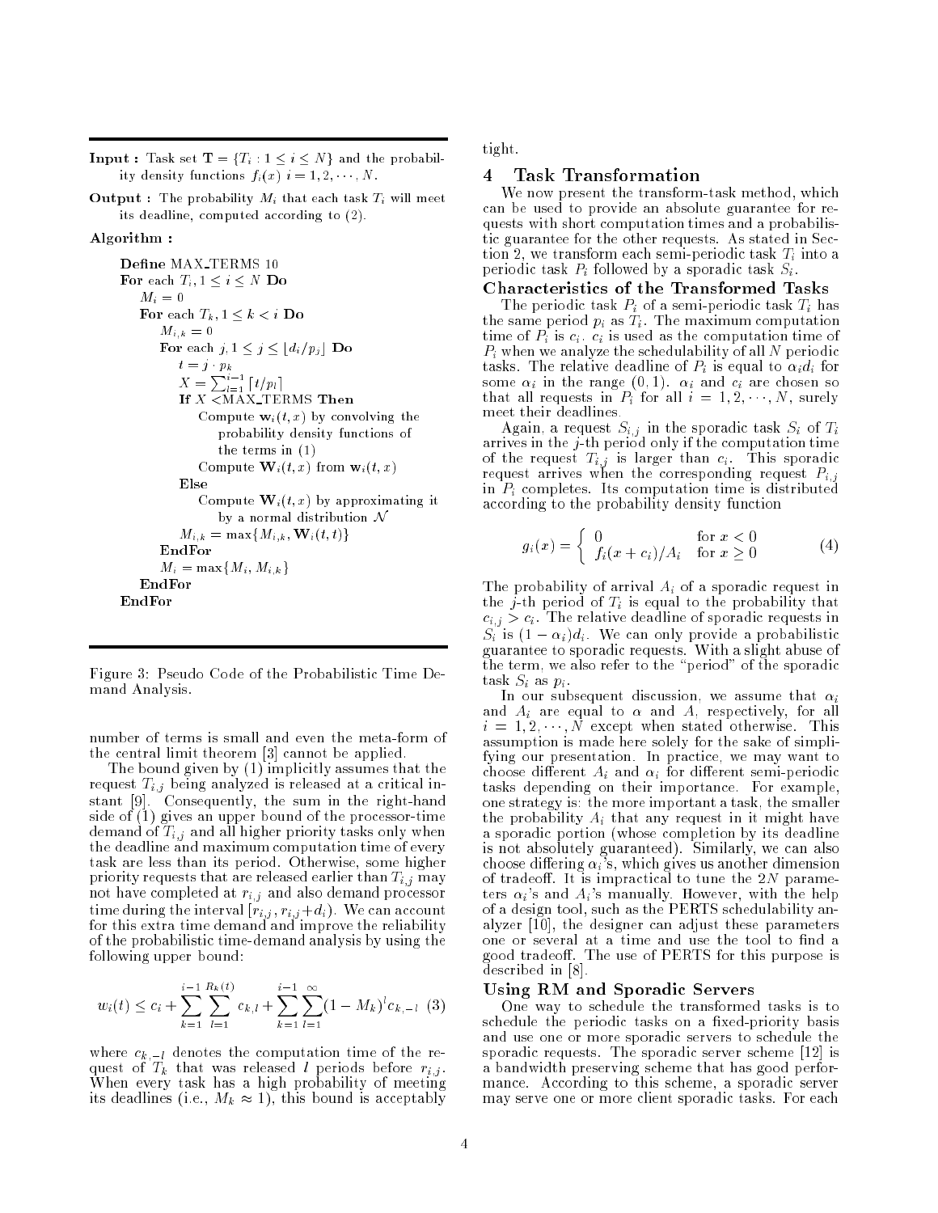**Input :** Task set $\mathbf{T} = \{T_i : 1 \le i \le N\}$ and the probability density functions $f_i(x)$ $i = 1, 2, \cdots, N$.

**Output :** The probability $M_i$ that each task $T_i$ will meet its deadline, computed according to (2).

**Algorithm :**

> **Define** MAX_TERMS 10
> **For** each $T_i, 1 \le i \le N$ **Do**
>   $M_i = 0$
>   **For** each $T_k, 1 \le k < i$ **Do**
>     $M_{i,k} = 0$
>     **For** each $j, 1 \le j \le \lfloor d_i/p_j \rfloor$ **Do**
>       $t = j \cdot p_k$
>       $X = \sum_{l=1}^{i-1} \lceil t/p_l \rceil$
>       **If** $X <$MAX_TERMS **Then**
>         Compute $\mathbf{w}_i(t, x)$ by convolving the probability density functions of the terms in (1)
>         Compute $\mathbf{W}_i(t, x)$ from $\mathbf{w}_i(t, x)$
>       **Else**
>         Compute $\mathbf{W}_i(t, x)$ by approximating it by a normal distribution $\mathcal{N}$
>       $M_{i,k} = \max\{M_{i,k}, \mathbf{W}_i(t, t)\}$
>     **EndFor**
>     $M_i = \max\{M_i, M_{i,k}\}$
>   **EndFor**
> **EndFor**

Figure 3: Pseudo Code of the Probabilistic Time Demand Analysis.

number of terms is small and even the meta-form of the central limit theorem [3] cannot be applied.

The bound given by (1) implicitly assumes that the request $T_{i,j}$ being analyzed is released at a critical instant [9]. Consequently, the sum in the right-hand side of (1) gives an upper bound of the processor-time demand of $T_{i,j}$ and all higher priority tasks only when the deadline and maximum computation time of every task are less than its period. Otherwise, some higher priority requests that are released earlier than $T_{i,j}$ may not have completed at $r_{i,j}$ and also demand processor time during the interval $[r_{i,j}, r_{i,j}+d_i)$. We can account for this extra time demand and improve the reliability of the probabilistic time-demand analysis by using the following upper bound:

$$w_i(t) \le c_i + \sum_{k=1}^{i-1} \sum_{l=1}^{R_k(t)} c_{k,l} + \sum_{k=1}^{i-1} \sum_{l=1}^{\infty} (1 - M_k)^l c_{k,-l} \quad (3)$$

where $c_{k,-l}$ denotes the computation time of the request of $T_k$ that was released $l$ periods before $r_{i,j}$. When every task has a high probability of meeting its deadlines (i.e., $M_k \approx 1$), this bound is acceptably tight.

## 4 Task Transformation

We now present the transform-task method, which can be used to provide an absolute guarantee for requests with short computation times and a probabilistic guarantee for the other requests. As stated in Section 2, we transform each semi-periodic task $T_i$ into a periodic task $P_i$ followed by a sporadic task $S_i$.

### Characteristics of the Transformed Tasks

The periodic task $P_i$ of a semi-periodic task $T_i$ has the same period $p_i$ as $T_i$. The maximum computation time of $P_i$ is $c_i$. $c_i$ is used as the computation time of $P_i$ when we analyze the schedulability of all $N$ periodic tasks. The relative deadline of $P_i$ is equal to $\alpha_i d_i$ for some $\alpha_i$ in the range $(0, 1)$. $\alpha_i$ and $c_i$ are chosen so that all requests in $P_i$ for all $i = 1, 2, \cdots, N$, surely meet their deadlines.

Again, a request $S_{i,j}$ in the sporadic task $S_i$ of $T_i$ arrives in the $j$-th period only if the computation time of the request $T_{i,j}$ is larger than $c_i$. This sporadic request arrives when the corresponding request $P_{i,j}$ in $P_i$ completes. Its computation time is distributed according to the probability density function

$$g_i(x) = \begin{cases} 0 & \text{for } x < 0 \\ f_i(x + c_i)/A_i & \text{for } x \ge 0 \end{cases} \quad (4)$$

The probability of arrival $A_i$ of a sporadic request in the $j$-th period of $T_i$ is equal to the probability that $c_{i,j} > c_i$. The relative deadline of sporadic requests in $S_i$ is $(1 - \alpha_i)d_i$. We can only provide a probabilistic guarantee to sporadic requests. With a slight abuse of the term, we also refer to the "period" of the sporadic task $S_i$ as $p_i$.

In our subsequent discussion, we assume that $\alpha_i$ and $A_i$ are equal to $\alpha$ and $A$, respectively, for all $i = 1, 2, \cdots, N$ except when stated otherwise. This assumption is made here solely for the sake of simplifying our presentation. In practice, we may want to choose different $A_i$ and $\alpha_i$ for different semi-periodic tasks depending on their importance. For example, one strategy is: the more important a task, the smaller the probability $A_i$ that any request in it might have a sporadic portion (whose completion by its deadline is not absolutely guaranteed). Similarly, we can also choose differing $\alpha_i$'s, which gives us another dimension of tradeoff. It is impractical to tune the $2N$ parameters $\alpha_i$'s and $A_i$'s manually. However, with the help of a design tool, such as the PERTS schedulability analyzer [10], the designer can adjust these parameters one or several at a time and use the tool to find a good tradeoff. The use of PERTS for this purpose is described in [8].

### Using RM and Sporadic Servers

One way to schedule the transformed tasks is to schedule the periodic tasks on a fixed-priority basis and use one or more sporadic servers to schedule the sporadic requests. The sporadic server scheme [12] is a bandwidth preserving scheme that has good performance. According to this scheme, a sporadic server may serve one or more client sporadic tasks. For each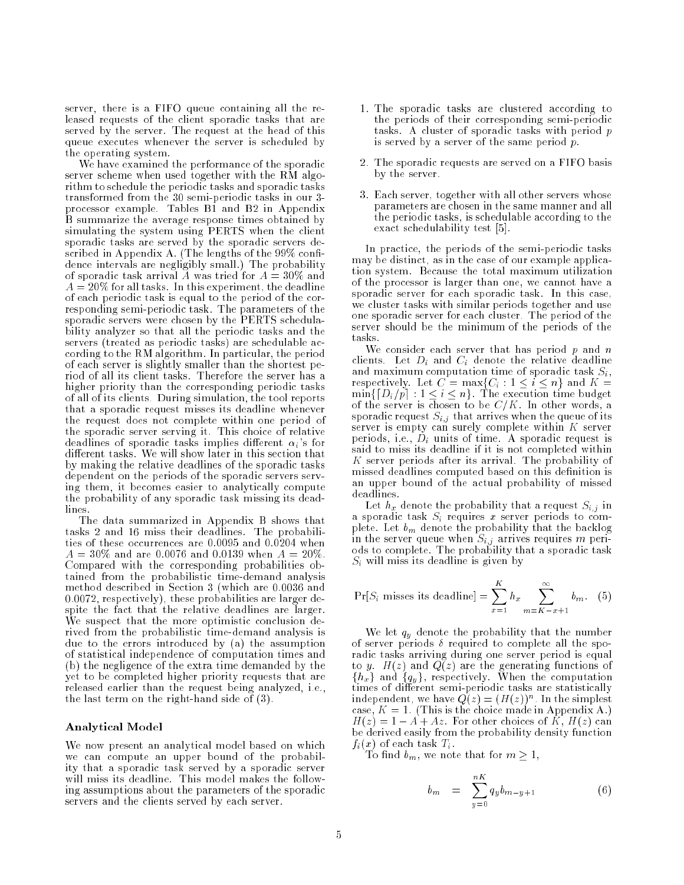server, there is a FIFO queue containing all the released requests of the client sporadic tasks that are served by the server. The request at the head of this queue executes whenever the server is scheduled by the operating system.

We have examined the performance of the sporadic server scheme when used together with the RM algorithm to schedule the periodic tasks and sporadic tasks transformed from the 30 semi-periodic tasks in our 3-processor example. Tables B1 and B2 in Appendix B summarize the average response times obtained by simulating the system using PERTS when the client sporadic tasks are served by the sporadic servers described in Appendix A. (The lengths of the 99% confidence intervals are negligibly small.) The probability of sporadic task arrival $A$ was tried for $A = 30\%$ and $A = 20\%$ for all tasks. In this experiment, the deadline of each periodic task is equal to the period of the corresponding semi-periodic task. The parameters of the sporadic servers were chosen by the PERTS schedulability analyzer so that all the periodic tasks and the servers (treated as periodic tasks) are schedulable according to the RM algorithm. In particular, the period of each server is slightly smaller than the shortest period of all its client tasks. Therefore the server has a higher priority than the corresponding periodic tasks of all of its clients. During simulation, the tool reports that a sporadic request misses its deadline whenever the request does not complete within one period of the sporadic server serving it. This choice of relative deadlines of sporadic tasks implies different $\alpha_i$'s for different tasks. We will show later in this section that by making the relative deadlines of the sporadic tasks dependent on the periods of the sporadic servers serving them, it becomes easier to analytically compute the probability of any sporadic task missing its deadlines.

The data summarized in Appendix B shows that tasks 2 and 16 miss their deadlines. The probabilities of these occurrences are 0.0095 and 0.0204 when $A = 30\%$ and are 0.0076 and 0.0139 when $A = 20\%$. Compared with the corresponding probabilities obtained from the probabilistic time-demand analysis method described in Section 3 (which are 0.0036 and 0.0072, respectively), these probabilities are larger despite the fact that the relative deadlines are larger. We suspect that the more optimistic conclusion derived from the probabilistic time-demand analysis is due to the errors introduced by (a) the assumption of statistical independence of computation times and (b) the negligence of the extra time demanded by the yet to be completed higher priority requests that are released earlier than the request being analyzed, i.e., the last term on the right-hand side of (3).

### Analytical Model

We now present an analytical model based on which we can compute an upper bound of the probability that a sporadic task served by a sporadic server will miss its deadline. This model makes the following assumptions about the parameters of the sporadic servers and the clients served by each server.

1. The sporadic tasks are clustered according to the periods of their corresponding semi-periodic tasks. A cluster of sporadic tasks with period $p$ is served by a server of the same period $p$.
2. The sporadic requests are served on a FIFO basis by the server.
3. Each server, together with all other servers whose parameters are chosen in the same manner and all the periodic tasks, is schedulable according to the exact schedulability test [5].

In practice, the periods of the semi-periodic tasks may be distinct, as in the case of our example application system. Because the total maximum utilization of the processor is larger than one, we cannot have a sporadic server for each sporadic task. In this case, we cluster tasks with similar periods together and use one sporadic server for each cluster. The period of the server should be the minimum of the periods of the tasks.

We consider each server that has period $p$ and $n$ clients. Let $D_i$ and $C_i$ denote the relative deadline and maximum computation time of sporadic task $S_i$, respectively. Let $C = \max\{C_i : 1 \leq i \leq n\}$ and $K = \min\{\lceil D_i/p \rceil : 1 \leq i \leq n\}$. The execution time budget of the server is chosen to be $C/K$. In other words, a sporadic request $S_{i,j}$ that arrives when the queue of its server is empty can surely complete within $K$ server periods, i.e., $D_i$ units of time. A sporadic request is said to miss its deadline if it is not completed within $K$ server periods after its arrival. The probability of missed deadlines computed based on this definition is an upper bound of the actual probability of missed deadlines.

Let $h_x$ denote the probability that a request $S_{i,j}$ in a sporadic task $S_i$ requires $x$ server periods to complete. Let $b_m$ denote the probability that the backlog in the server queue when $S_{i,j}$ arrives requires $m$ periods to complete. The probability that a sporadic task $S_i$ will miss its deadline is given by

$$\Pr[S_i \text{ misses its deadline}] = \sum_{x=1}^{K} h_x \sum_{m=K-x+1}^{\infty} b_m. \quad (5)$$

We let $q_y$ denote the probability that the number of server periods $\delta$ required to complete all the sporadic tasks arriving during one server period is equal to $y$. $H(z)$ and $Q(z)$ are the generating functions of $\{h_x\}$ and $\{q_y\}$, respectively. When the computation times of different semi-periodic tasks are statistically independent, we have $Q(z) = (H(z))^n$. In the simplest case, $K = 1$. (This is the choice made in Appendix A.) $H(z) = 1 - A + Az$. For other choices of $K$, $H(z)$ can be derived easily from the probability density function $f_i(x)$ of each task $T_i$.

To find $b_m$, we note that for $m \geq 1$,

$$b_m = \sum_{y=0}^{nK} q_y b_{m-y+1} \quad (6)$$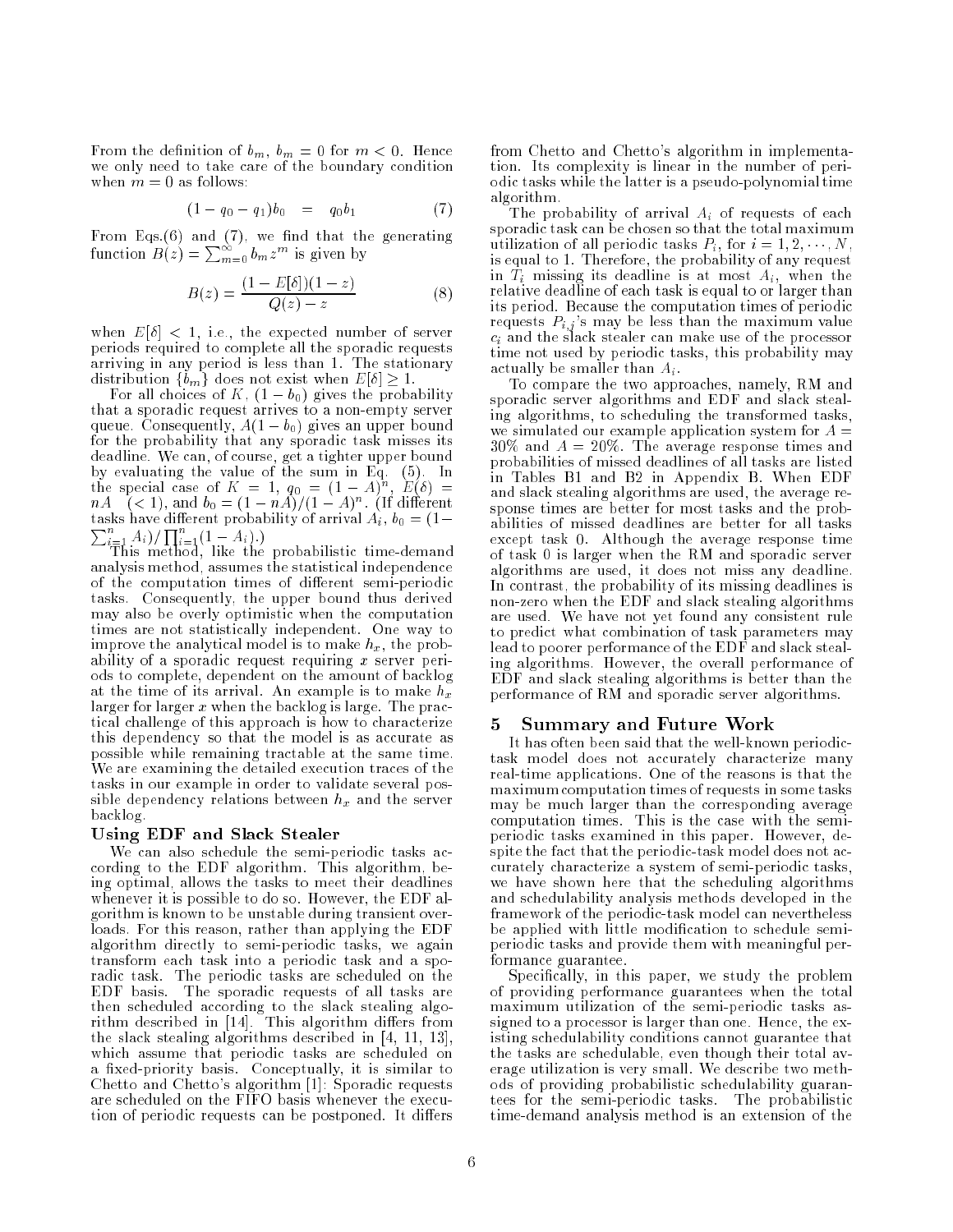From the definition of $b_m$, $b_m = 0$ for $m < 0$. Hence we only need to take care of the boundary condition when $m = 0$ as follows:

$$(1 - q_0 - q_1)b_0 \quad = \quad q_0 b_1 \tag{7}$$

From Eqs.(6) and (7), we find that the generating function $B(z) = \sum_{m=0}^{\infty} b_m z^m$ is given by

$$B(z) = \frac{(1 - E[\delta])(1 - z)}{Q(z) - z} \tag{8}$$

when $E[\delta] < 1$, i.e., the expected number of server periods required to complete all the sporadic requests arriving in any period is less than 1. The stationary distribution $\{b_m\}$ does not exist when $E[\delta] \geq 1$.

For all choices of $K$, $(1 - b_0)$ gives the probability that a sporadic request arrives to a non-empty server queue. Consequently, $A(1 - b_0)$ gives an upper bound for the probability that any sporadic task misses its deadline. We can, of course, get a tighter upper bound by evaluating the value of the sum in Eq. (5). In the special case of $K = 1$, $q_0 = (1 - A)^n$, $E(\delta) = nA \;\; (< 1)$, and $b_0 = (1 - nA)/(1 - A)^n$. (If different tasks have different probability of arrival $A_i$, $b_0 = (1 - \sum_{i=1}^{n} A_i)/\prod_{i=1}^{n}(1 - A_i)$.)

This method, like the probabilistic time-demand analysis method, assumes the statistical independence of the computation times of different semi-periodic tasks. Consequently, the upper bound thus derived may also be overly optimistic when the computation times are not statistically independent. One way to improve the analytical model is to make $h_x$, the probability of a sporadic request requiring $x$ server periods to complete, dependent on the amount of backlog at the time of its arrival. An example is to make $h_x$ larger for larger $x$ when the backlog is large. The practical challenge of this approach is how to characterize this dependency so that the model is as accurate as possible while remaining tractable at the same time. We are examining the detailed execution traces of the tasks in our example in order to validate several possible dependency relations between $h_x$ and the server backlog.

### Using EDF and Slack Stealer

We can also schedule the semi-periodic tasks according to the EDF algorithm. This algorithm, being optimal, allows the tasks to meet their deadlines whenever it is possible to do so. However, the EDF algorithm is known to be unstable during transient overloads. For this reason, rather than applying the EDF algorithm directly to semi-periodic tasks, we again transform each task into a periodic task and a sporadic task. The periodic tasks are scheduled on the EDF basis. The sporadic requests of all tasks are then scheduled according to the slack stealing algorithm described in [14]. This algorithm differs from the slack stealing algorithms described in [4, 11, 13], which assume that periodic tasks are scheduled on a fixed-priority basis. Conceptually, it is similar to Chetto and Chetto's algorithm [1]: Sporadic requests are scheduled on the FIFO basis whenever the execution of periodic requests can be postponed. It differs from Chetto and Chetto's algorithm in implementation. Its complexity is linear in the number of periodic tasks while the latter is a pseudo-polynomial time algorithm.

The probability of arrival $A_i$ of requests of each sporadic task can be chosen so that the total maximum utilization of all periodic tasks $P_i$, for $i = 1, 2, \cdots, N$, is equal to 1. Therefore, the probability of any request in $T_i$ missing its deadline is at most $A_i$, when the relative deadline of each task is equal to or larger than its period. Because the computation times of periodic requests $P_{i,j}$'s may be less than the maximum value $c_i$ and the slack stealer can make use of the processor time not used by periodic tasks, this probability may actually be smaller than $A_i$.

To compare the two approaches, namely, RM and sporadic server algorithms and EDF and slack stealing algorithms, to scheduling the transformed tasks, we simulated our example application system for $A = 30\%$ and $A = 20\%$. The average response times and probabilities of missed deadlines of all tasks are listed in Tables B1 and B2 in Appendix B. When EDF and slack stealing algorithms are used, the average response times are better for most tasks and the probabilities of missed deadlines are better for all tasks except task 0. Although the average response time of task 0 is larger when the RM and sporadic server algorithms are used, it does not miss any deadline. In contrast, the probability of its missing deadlines is non-zero when the EDF and slack stealing algorithms are used. We have not yet found any consistent rule to predict what combination of task parameters may lead to poorer performance of the EDF and slack stealing algorithms. However, the overall performance of EDF and slack stealing algorithms is better than the performance of RM and sporadic server algorithms.

## 5 Summary and Future Work

It has often been said that the well-known periodic-task model does not accurately characterize many real-time applications. One of the reasons is that the maximum computation times of requests in some tasks may be much larger than the corresponding average computation times. This is the case with the semi-periodic tasks examined in this paper. However, despite the fact that the periodic-task model does not accurately characterize a system of semi-periodic tasks, we have shown here that the scheduling algorithms and schedulability analysis methods developed in the framework of the periodic-task model can nevertheless be applied with little modification to schedule semi-periodic tasks and provide them with meaningful performance guarantee.

Specifically, in this paper, we study the problem of providing performance guarantees when the total maximum utilization of the semi-periodic tasks assigned to a processor is larger than one. Hence, the existing schedulability conditions cannot guarantee that the tasks are schedulable, even though their total average utilization is very small. We describe two methods of providing probabilistic schedulability guarantees for the semi-periodic tasks. The probabilistic time-demand analysis method is an extension of the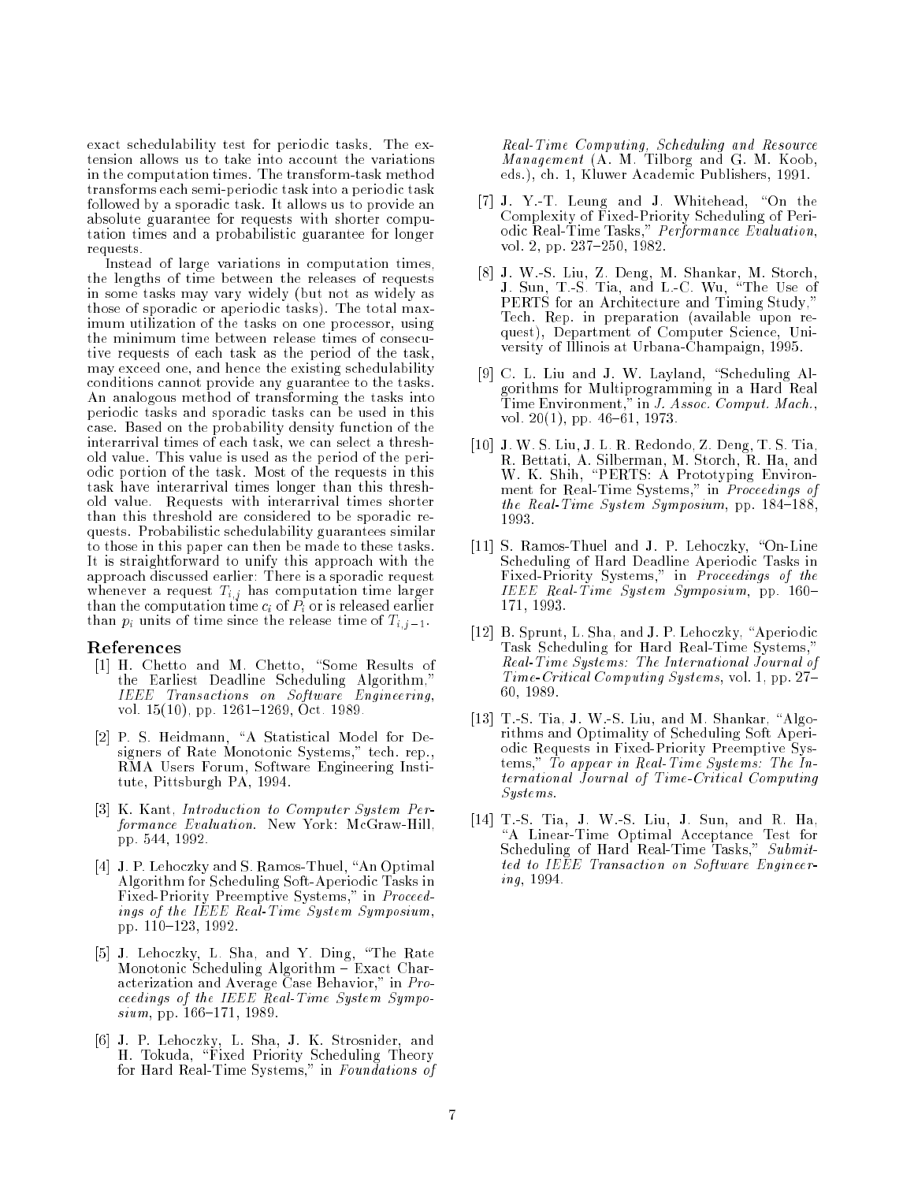exact schedulability test for periodic tasks. The extension allows us to take into account the variations in the computation times. The transform-task method transforms each semi-periodic task into a periodic task followed by a sporadic task. It allows us to provide an absolute guarantee for requests with shorter computation times and a probabilistic guarantee for longer requests.

Instead of large variations in computation times, the lengths of time between the releases of requests in some tasks may vary widely (but not as widely as those of sporadic or aperiodic tasks). The total maximum utilization of the tasks on one processor, using the minimum time between release times of consecutive requests of each task as the period of the task, may exceed one, and hence the existing schedulability conditions cannot provide any guarantee to the tasks. An analogous method of transforming the tasks into periodic tasks and sporadic tasks can be used in this case. Based on the probability density function of the interarrival times of each task, we can select a threshold value. This value is used as the period of the periodic portion of the task. Most of the requests in this task have interarrival times longer than this threshold value. Requests with interarrival times shorter than this threshold are considered to be sporadic requests. Probabilistic schedulability guarantees similar to those in this paper can then be made to these tasks. It is straightforward to unify this approach with the approach discussed earlier: There is a sporadic request whenever a request $T_{i,j}$ has computation time larger than the computation time $c_i$ of $P_i$ or is released earlier than $p_i$ units of time since the release time of $T_{i,j-1}$.

## References

[1] H. Chetto and M. Chetto, "Some Results of the Earliest Deadline Scheduling Algorithm," *IEEE Transactions on Software Engineering*, vol. 15(10), pp. 1261–1269, Oct. 1989.

[2] P. S. Heidmann, "A Statistical Model for Designers of Rate Monotonic Systems," tech. rep., RMA Users Forum, Software Engineering Institute, Pittsburgh PA, 1994.

[3] K. Kant, *Introduction to Computer System Performance Evaluation*. New York: McGraw-Hill, pp. 544, 1992.

[4] J. P. Lehoczky and S. Ramos-Thuel, "An Optimal Algorithm for Scheduling Soft-Aperiodic Tasks in Fixed-Priority Preemptive Systems," in *Proceedings of the IEEE Real-Time System Symposium*, pp. 110–123, 1992.

[5] J. Lehoczky, L. Sha, and Y. Ding, "The Rate Monotonic Scheduling Algorithm – Exact Characterization and Average Case Behavior," in *Proceedings of the IEEE Real-Time System Symposium*, pp. 166–171, 1989.

[6] J. P. Lehoczky, L. Sha, J. K. Strosnider, and H. Tokuda, "Fixed Priority Scheduling Theory for Hard Real-Time Systems," in *Foundations of Real-Time Computing, Scheduling and Resource Management* (A. M. Tilborg and G. M. Koob, eds.), ch. 1, Kluwer Academic Publishers, 1991.

[7] J. Y.-T. Leung and J. Whitehead, "On the Complexity of Fixed-Priority Scheduling of Periodic Real-Time Tasks," *Performance Evaluation*, vol. 2, pp. 237–250, 1982.

[8] J. W.-S. Liu, Z. Deng, M. Shankar, M. Storch, J. Sun, T.-S. Tia, and L.-C. Wu, "The Use of PERTS for an Architecture and Timing Study," Tech. Rep. in preparation (available upon request), Department of Computer Science, University of Illinois at Urbana-Champaign, 1995.

[9] C. L. Liu and J. W. Layland, "Scheduling Algorithms for Multiprogramming in a Hard Real Time Environment," in *J. Assoc. Comput. Mach.*, vol. 20(1), pp. 46–61, 1973.

[10] J. W. S. Liu, J. L. R. Redondo, Z. Deng, T. S. Tia, R. Bettati, A. Silberman, M. Storch, R. Ha, and W. K. Shih, "PERTS: A Prototyping Environment for Real-Time Systems," in *Proceedings of the Real-Time System Symposium*, pp. 184–188, 1993.

[11] S. Ramos-Thuel and J. P. Lehoczky, "On-Line Scheduling of Hard Deadline Aperiodic Tasks in Fixed-Priority Systems," in *Proceedings of the IEEE Real-Time System Symposium*, pp. 160–171, 1993.

[12] B. Sprunt, L. Sha, and J. P. Lehoczky, "Aperiodic Task Scheduling for Hard Real-Time Systems," *Real-Time Systems: The International Journal of Time-Critical Computing Systems*, vol. 1, pp. 27–60, 1989.

[13] T.-S. Tia, J. W.-S. Liu, and M. Shankar, "Algorithms and Optimality of Scheduling Soft Aperiodic Requests in Fixed-Priority Preemptive Systems," *To appear in Real-Time Systems: The International Journal of Time-Critical Computing Systems.*

[14] T.-S. Tia, J. W.-S. Liu, J. Sun, and R. Ha, "A Linear-Time Optimal Acceptance Test for Scheduling of Hard Real-Time Tasks," *Submitted to IEEE Transaction on Software Engineering*, 1994.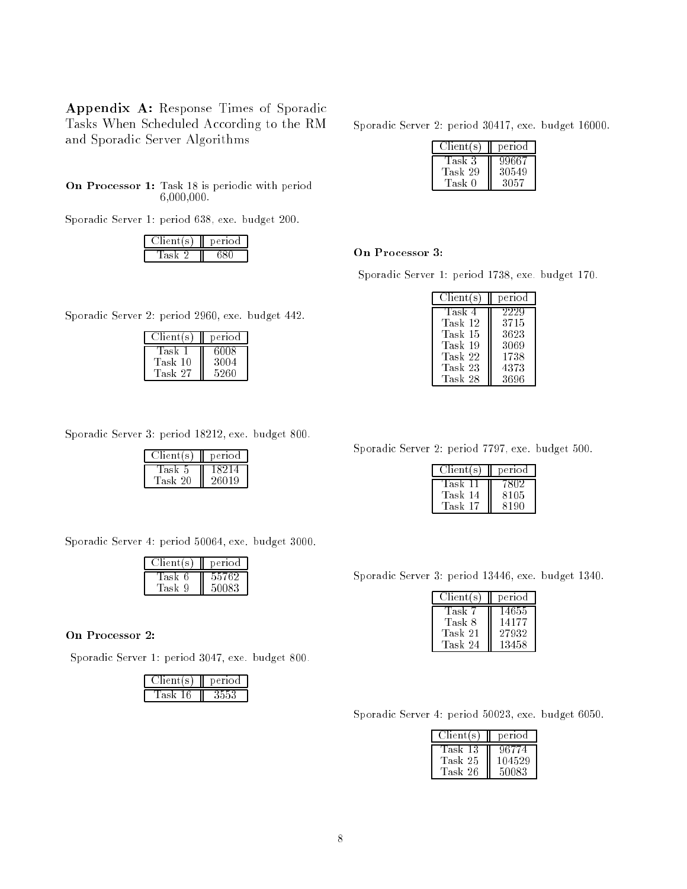**Appendix A:** Response Times of Sporadic Tasks When Scheduled According to the RM and Sporadic Server Algorithms

**On Processor 1:** Task 18 is periodic with period 6,000,000.

Sporadic Server 1: period 638, exe. budget 200.

| Client(s) | period |
|---|---|
| Task 2 | 680 |

Sporadic Server 2: period 2960, exe. budget 442.

| Client(s) | period |
|---|---|
| Task 1 | 6008 |
| Task 10 | 3004 |
| Task 27 | 5260 |

Sporadic Server 3: period 18212, exe. budget 800.

| Client(s) | period |
|---|---|
| Task 5 | 18214 |
| Task 20 | 26019 |

Sporadic Server 4: period 50064, exe. budget 3000.

| Client(s) | period |
|---|---|
| Task 6 | 55762 |
| Task 9 | 50083 |

**On Processor 2:**

Sporadic Server 1: period 3047, exe. budget 800.

| Client(s) | period |
|---|---|
| Task 16 | 3553 |

Sporadic Server 2: period 30417, exe. budget 16000.

| Client(s) | period |
|---|---|
| Task 3 | 99667 |
| Task 29 | 30549 |
| Task 0 | 3057 |

**On Processor 3:**

Sporadic Server 1: period 1738, exe. budget 170.

| Client(s) | period |
|---|---|
| Task 4 | 2229 |
| Task 12 | 3715 |
| Task 15 | 3623 |
| Task 19 | 3069 |
| Task 22 | 1738 |
| Task 23 | 4373 |
| Task 28 | 3696 |

Sporadic Server 2: period 7797, exe. budget 500.

| Client(s) | period |
|---|---|
| Task 11 | 7802 |
| Task 14 | 8105 |
| Task 17 | 8190 |

Sporadic Server 3: period 13446, exe. budget 1340.

| Client(s) | period |
|---|---|
| Task 7 | 14655 |
| Task 8 | 14177 |
| Task 21 | 27932 |
| Task 24 | 13458 |

Sporadic Server 4: period 50023, exe. budget 6050.

| Client(s) | period |
|---|---|
| Task 13 | 96774 |
| Task 25 | 104529 |
| Task 26 | 50083 |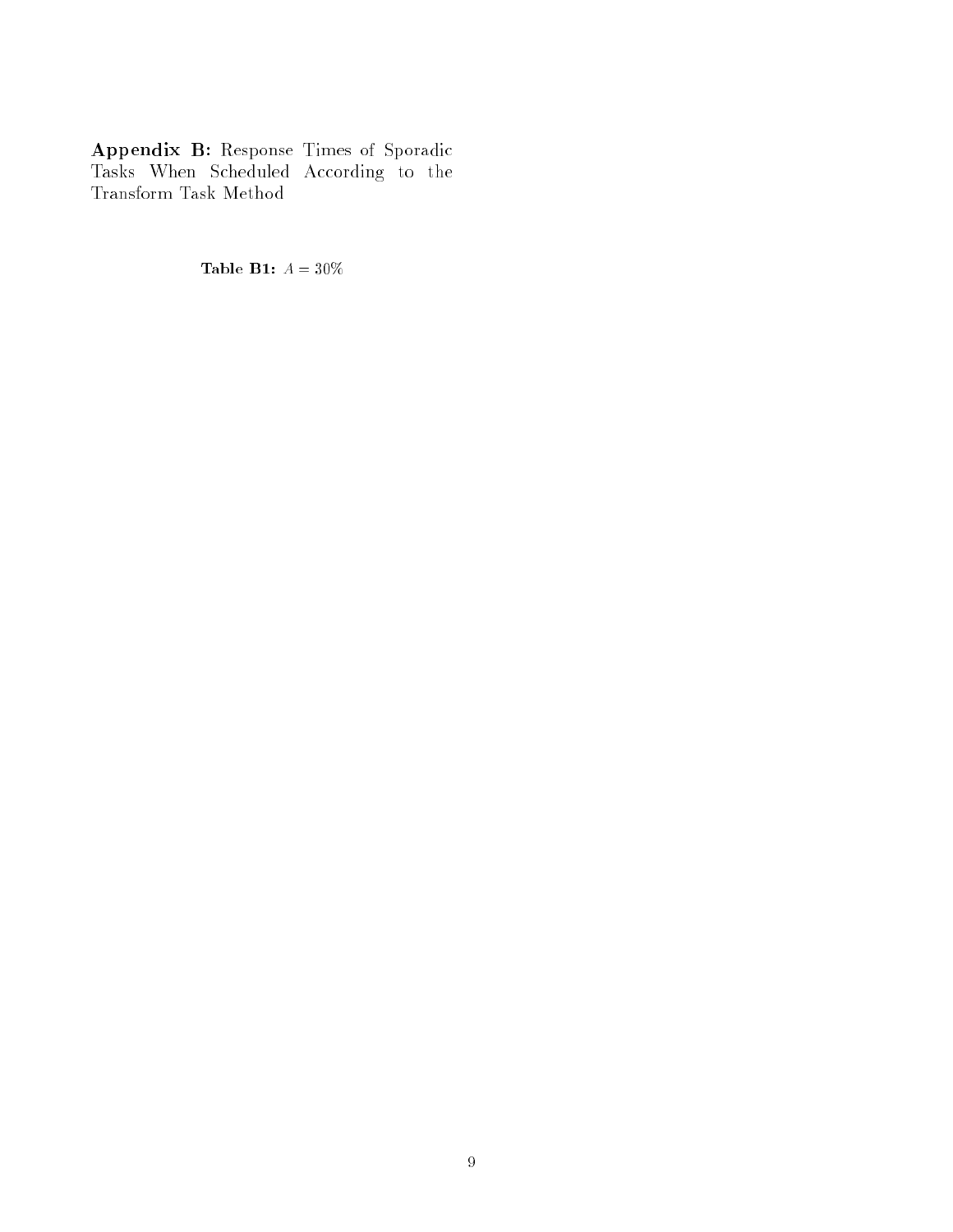**Appendix B:** Response Times of Sporadic Tasks When Scheduled According to the Transform Task Method

**Table B1:** $A = 30\%$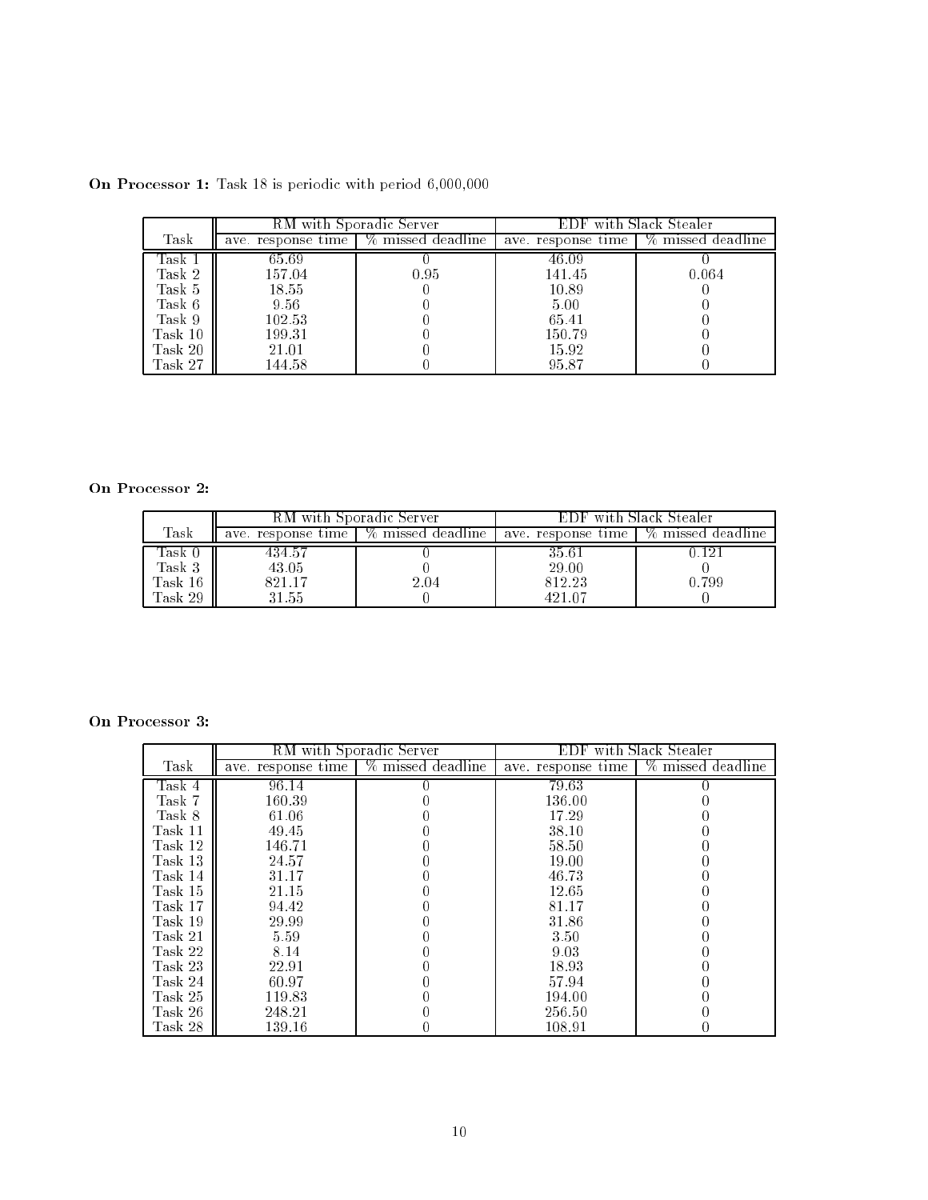**On Processor 1:** Task 18 is periodic with period 6,000,000

| Task | RM with Sporadic Server | | EDF with Slack Stealer | |
|---|---|---|---|---|
| | ave. response time | % missed deadline | ave. response time | % missed deadline |
| Task 1 | 65.69 | 0 | 46.09 | 0 |
| Task 2 | 157.04 | 0.95 | 141.45 | 0.064 |
| Task 5 | 18.55 | 0 | 10.89 | 0 |
| Task 6 | 9.56 | 0 | 5.00 | 0 |
| Task 9 | 102.53 | 0 | 65.41 | 0 |
| Task 10 | 199.31 | 0 | 150.79 | 0 |
| Task 20 | 21.01 | 0 | 15.92 | 0 |
| Task 27 | 144.58 | 0 | 95.87 | 0 |

**On Processor 2:**

| Task | RM with Sporadic Server | | EDF with Slack Stealer | |
|---|---|---|---|---|
| | ave. response time | % missed deadline | ave. response time | % missed deadline |
| Task 0 | 434.57 | 0 | 35.61 | 0.121 |
| Task 3 | 43.05 | 0 | 29.00 | 0 |
| Task 16 | 821.17 | 2.04 | 812.23 | 0.799 |
| Task 29 | 31.55 | 0 | 421.07 | 0 |

**On Processor 3:**

| Task | RM with Sporadic Server | | EDF with Slack Stealer | |
|---|---|---|---|---|
| | ave. response time | % missed deadline | ave. response time | % missed deadline |
| Task 4 | 96.14 | 0 | 79.63 | 0 |
| Task 7 | 160.39 | 0 | 136.00 | 0 |
| Task 8 | 61.06 | 0 | 17.29 | 0 |
| Task 11 | 49.45 | 0 | 38.10 | 0 |
| Task 12 | 146.71 | 0 | 58.50 | 0 |
| Task 13 | 24.57 | 0 | 19.00 | 0 |
| Task 14 | 31.17 | 0 | 46.73 | 0 |
| Task 15 | 21.15 | 0 | 12.65 | 0 |
| Task 17 | 94.42 | 0 | 81.17 | 0 |
| Task 19 | 29.99 | 0 | 31.86 | 0 |
| Task 21 | 5.59 | 0 | 3.50 | 0 |
| Task 22 | 8.14 | 0 | 9.03 | 0 |
| Task 23 | 22.91 | 0 | 18.93 | 0 |
| Task 24 | 60.97 | 0 | 57.94 | 0 |
| Task 25 | 119.83 | 0 | 194.00 | 0 |
| Task 26 | 248.21 | 0 | 256.50 | 0 |
| Task 28 | 139.16 | 0 | 108.91 | 0 |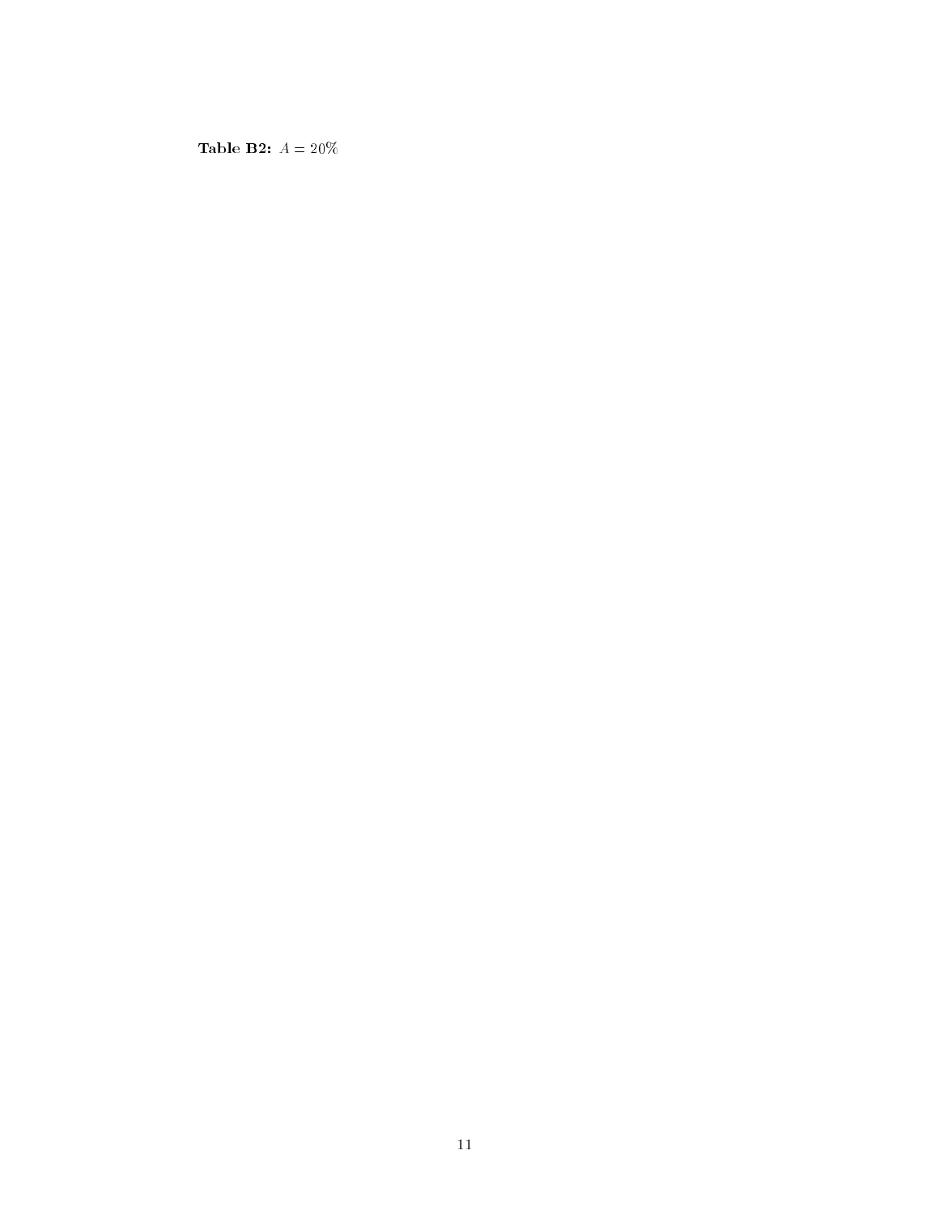**Table B2:** $A = 20\%$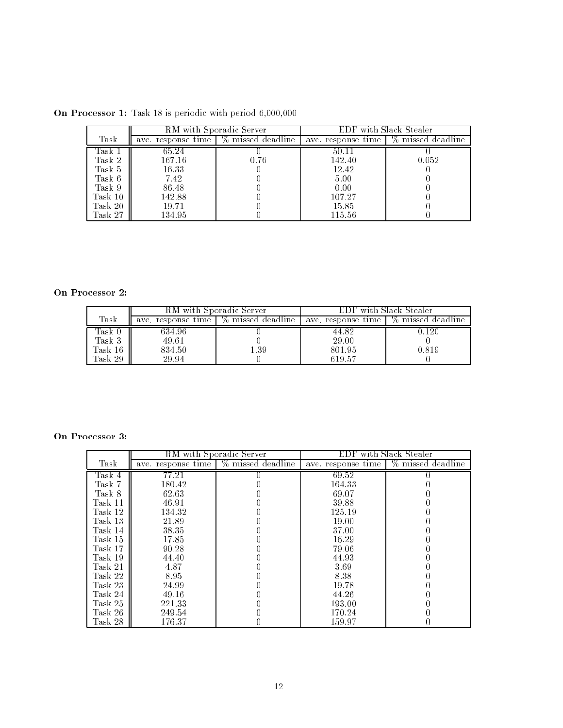**On Processor 1:** Task 18 is periodic with period 6,000,000

| Task | RM with Sporadic Server | | EDF with Slack Stealer | |
|---|---|---|---|---|
| | ave. response time | % missed deadline | ave. response time | % missed deadline |
| Task 1 | 65.24 | 0 | 50.11 | 0 |
| Task 2 | 167.16 | 0.76 | 142.40 | 0.052 |
| Task 5 | 16.33 | 0 | 12.42 | 0 |
| Task 6 | 7.42 | 0 | 5.00 | 0 |
| Task 9 | 86.48 | 0 | 0.00 | 0 |
| Task 10 | 142.88 | 0 | 107.27 | 0 |
| Task 20 | 19.71 | 0 | 15.85 | 0 |
| Task 27 | 134.95 | 0 | 115.56 | 0 |

**On Processor 2:**

| Task | RM with Sporadic Server | | EDF with Slack Stealer | |
|---|---|---|---|---|
| | ave. response time | % missed deadline | ave. response time | % missed deadline |
| Task 0 | 634.96 | 0 | 44.82 | 0.120 |
| Task 3 | 49.61 | 0 | 29.00 | 0 |
| Task 16 | 834.50 | 1.39 | 801.95 | 0.819 |
| Task 29 | 29.94 | 0 | 619.57 | 0 |

**On Processor 3:**

| Task | RM with Sporadic Server | | EDF with Slack Stealer | |
|---|---|---|---|---|
| | ave. response time | % missed deadline | ave. response time | % missed deadline |
| Task 4 | 77.21 | 0 | 69.52 | 0 |
| Task 7 | 180.42 | 0 | 164.33 | 0 |
| Task 8 | 62.63 | 0 | 69.07 | 0 |
| Task 11 | 46.91 | 0 | 39.88 | 0 |
| Task 12 | 134.32 | 0 | 125.19 | 0 |
| Task 13 | 21.89 | 0 | 19.00 | 0 |
| Task 14 | 38.35 | 0 | 37.00 | 0 |
| Task 15 | 17.85 | 0 | 16.29 | 0 |
| Task 17 | 90.28 | 0 | 79.06 | 0 |
| Task 19 | 44.40 | 0 | 44.93 | 0 |
| Task 21 | 4.87 | 0 | 3.69 | 0 |
| Task 22 | 8.95 | 0 | 8.38 | 0 |
| Task 23 | 24.99 | 0 | 19.78 | 0 |
| Task 24 | 49.16 | 0 | 44.26 | 0 |
| Task 25 | 221.33 | 0 | 193.00 | 0 |
| Task 26 | 249.54 | 0 | 170.24 | 0 |
| Task 28 | 176.37 | 0 | 159.97 | 0 |